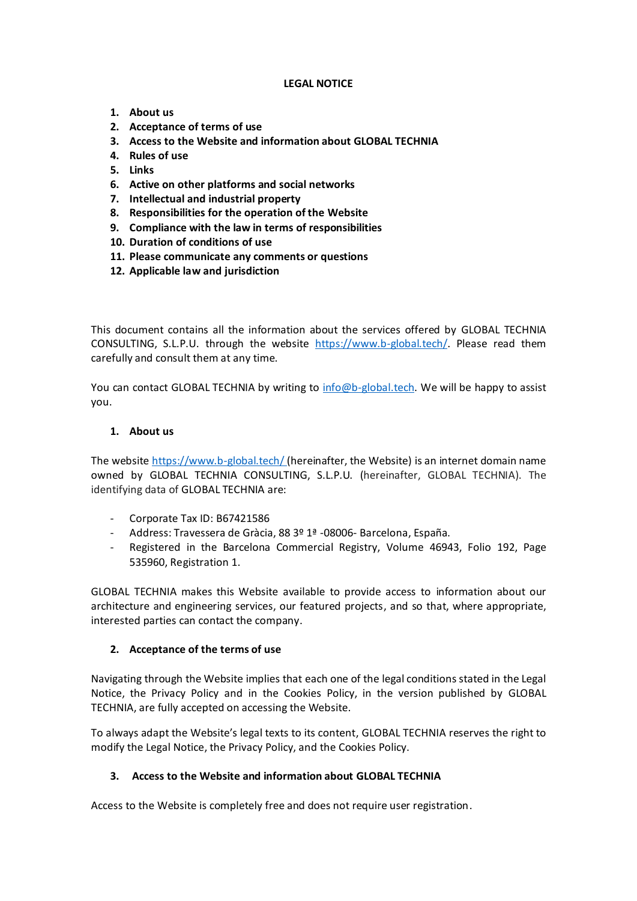# LEGAL NOTICE

1. **About us**
2. **Acceptance of terms of use**
3. **Access to the Website and information about GLOBAL TECHNIA**
4. **Rules of use**
5. **Links**
6. **Active on other platforms and social networks**
7. **Intellectual and industrial property**
8. **Responsibilities for the operation of the Website**
9. **Compliance with the law in terms of responsibilities**
10. **Duration of conditions of use**
11. **Please communicate any comments or questions**
12. **Applicable law and jurisdiction**

This document contains all the information about the services offered by GLOBAL TECHNIA CONSULTING, S.L.P.U. through the website https://www.b-global.tech/. Please read them carefully and consult them at any time.

You can contact GLOBAL TECHNIA by writing to info@b-global.tech. We will be happy to assist you.

## 1. About us

The website https://www.b-global.tech/ (hereinafter, the Website) is an internet domain name owned by GLOBAL TECHNIA CONSULTING, S.L.P.U. (hereinafter, GLOBAL TECHNIA). The identifying data of GLOBAL TECHNIA are:

- Corporate Tax ID: B67421586
- Address: Travessera de Gràcia, 88 3º 1ª -08006- Barcelona, España.
- Registered in the Barcelona Commercial Registry, Volume 46943, Folio 192, Page 535960, Registration 1.

GLOBAL TECHNIA makes this Website available to provide access to information about our architecture and engineering services, our featured projects, and so that, where appropriate, interested parties can contact the company.

## 2. Acceptance of the terms of use

Navigating through the Website implies that each one of the legal conditions stated in the Legal Notice, the Privacy Policy and in the Cookies Policy, in the version published by GLOBAL TECHNIA, are fully accepted on accessing the Website.

To always adapt the Website's legal texts to its content, GLOBAL TECHNIA reserves the right to modify the Legal Notice, the Privacy Policy, and the Cookies Policy.

## 3. Access to the Website and information about GLOBAL TECHNIA

Access to the Website is completely free and does not require user registration.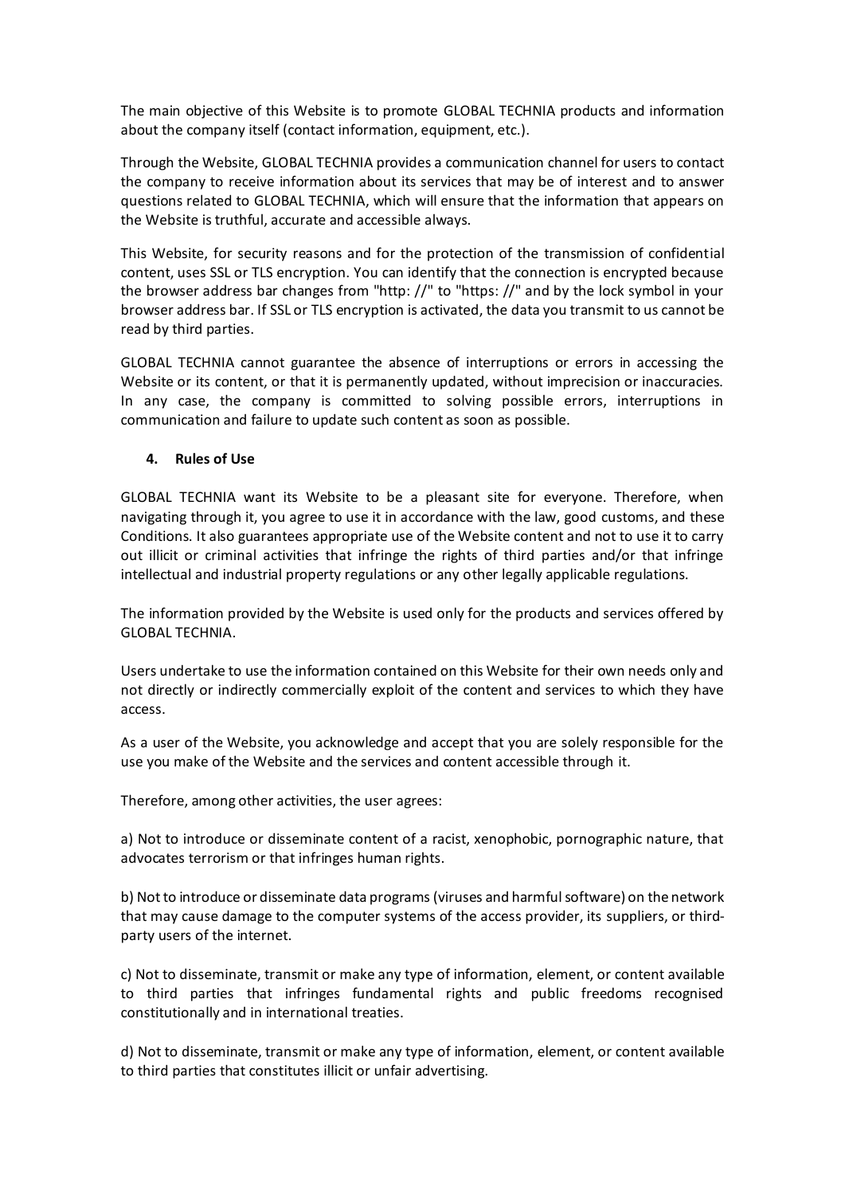The main objective of this Website is to promote GLOBAL TECHNIA products and information about the company itself (contact information, equipment, etc.).

Through the Website, GLOBAL TECHNIA provides a communication channel for users to contact the company to receive information about its services that may be of interest and to answer questions related to GLOBAL TECHNIA, which will ensure that the information that appears on the Website is truthful, accurate and accessible always.

This Website, for security reasons and for the protection of the transmission of confidential content, uses SSL or TLS encryption. You can identify that the connection is encrypted because the browser address bar changes from "http: //" to "https: //" and by the lock symbol in your browser address bar. If SSL or TLS encryption is activated, the data you transmit to us cannot be read by third parties.

GLOBAL TECHNIA cannot guarantee the absence of interruptions or errors in accessing the Website or its content, or that it is permanently updated, without imprecision or inaccuracies. In any case, the company is committed to solving possible errors, interruptions in communication and failure to update such content as soon as possible.

## 4. Rules of Use

GLOBAL TECHNIA want its Website to be a pleasant site for everyone. Therefore, when navigating through it, you agree to use it in accordance with the law, good customs, and these Conditions. It also guarantees appropriate use of the Website content and not to use it to carry out illicit or criminal activities that infringe the rights of third parties and/or that infringe intellectual and industrial property regulations or any other legally applicable regulations.

The information provided by the Website is used only for the products and services offered by GLOBAL TECHNIA.

Users undertake to use the information contained on this Website for their own needs only and not directly or indirectly commercially exploit of the content and services to which they have access.

As a user of the Website, you acknowledge and accept that you are solely responsible for the use you make of the Website and the services and content accessible through it.

Therefore, among other activities, the user agrees:

a) Not to introduce or disseminate content of a racist, xenophobic, pornographic nature, that advocates terrorism or that infringes human rights.

b) Not to introduce or disseminate data programs (viruses and harmful software) on the network that may cause damage to the computer systems of the access provider, its suppliers, or third-party users of the internet.

c) Not to disseminate, transmit or make any type of information, element, or content available to third parties that infringes fundamental rights and public freedoms recognised constitutionally and in international treaties.

d) Not to disseminate, transmit or make any type of information, element, or content available to third parties that constitutes illicit or unfair advertising.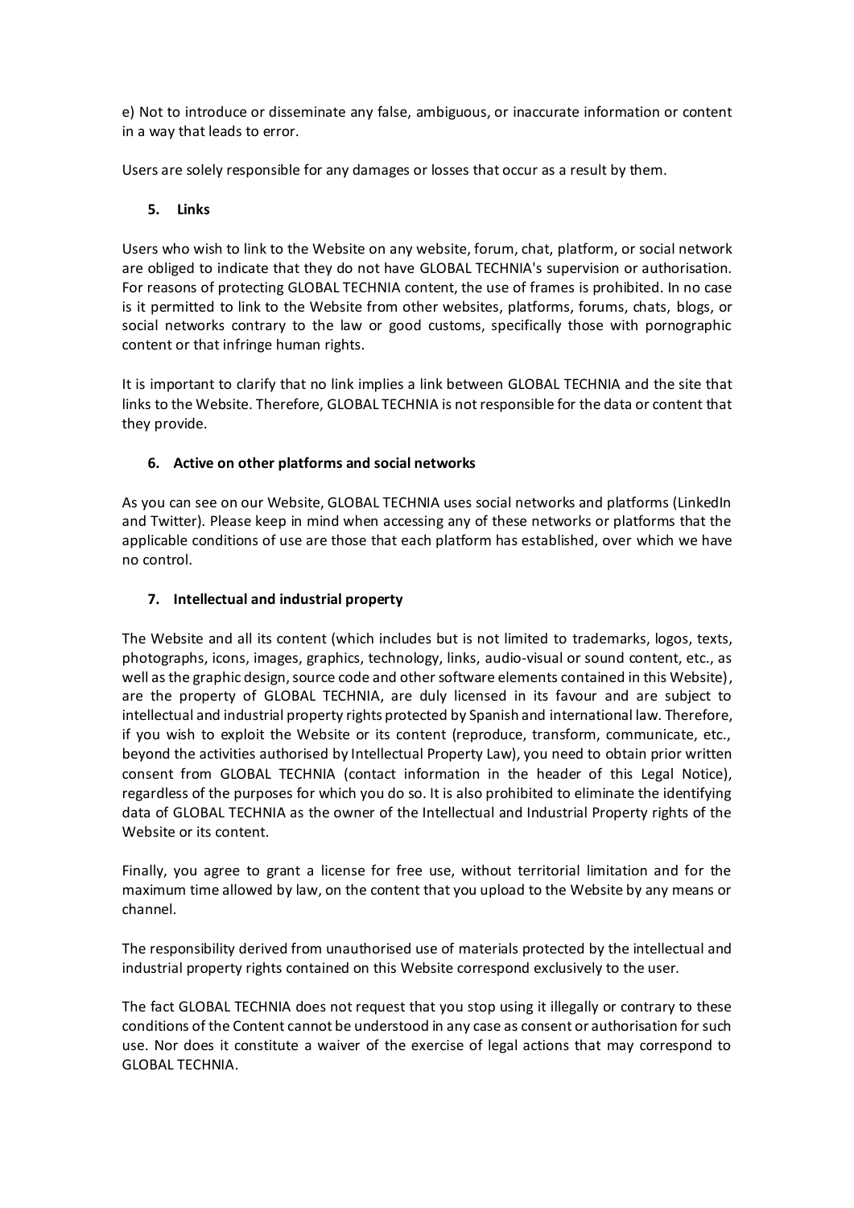e) Not to introduce or disseminate any false, ambiguous, or inaccurate information or content in a way that leads to error.

Users are solely responsible for any damages or losses that occur as a result by them.

## 5. Links

Users who wish to link to the Website on any website, forum, chat, platform, or social network are obliged to indicate that they do not have GLOBAL TECHNIA's supervision or authorisation. For reasons of protecting GLOBAL TECHNIA content, the use of frames is prohibited. In no case is it permitted to link to the Website from other websites, platforms, forums, chats, blogs, or social networks contrary to the law or good customs, specifically those with pornographic content or that infringe human rights.

It is important to clarify that no link implies a link between GLOBAL TECHNIA and the site that links to the Website. Therefore, GLOBAL TECHNIA is not responsible for the data or content that they provide.

## 6. Active on other platforms and social networks

As you can see on our Website, GLOBAL TECHNIA uses social networks and platforms (LinkedIn and Twitter). Please keep in mind when accessing any of these networks or platforms that the applicable conditions of use are those that each platform has established, over which we have no control.

## 7. Intellectual and industrial property

The Website and all its content (which includes but is not limited to trademarks, logos, texts, photographs, icons, images, graphics, technology, links, audio-visual or sound content, etc., as well as the graphic design, source code and other software elements contained in this Website), are the property of GLOBAL TECHNIA, are duly licensed in its favour and are subject to intellectual and industrial property rights protected by Spanish and international law. Therefore, if you wish to exploit the Website or its content (reproduce, transform, communicate, etc., beyond the activities authorised by Intellectual Property Law), you need to obtain prior written consent from GLOBAL TECHNIA (contact information in the header of this Legal Notice), regardless of the purposes for which you do so. It is also prohibited to eliminate the identifying data of GLOBAL TECHNIA as the owner of the Intellectual and Industrial Property rights of the Website or its content.

Finally, you agree to grant a license for free use, without territorial limitation and for the maximum time allowed by law, on the content that you upload to the Website by any means or channel.

The responsibility derived from unauthorised use of materials protected by the intellectual and industrial property rights contained on this Website correspond exclusively to the user.

The fact GLOBAL TECHNIA does not request that you stop using it illegally or contrary to these conditions of the Content cannot be understood in any case as consent or authorisation for such use. Nor does it constitute a waiver of the exercise of legal actions that may correspond to GLOBAL TECHNIA.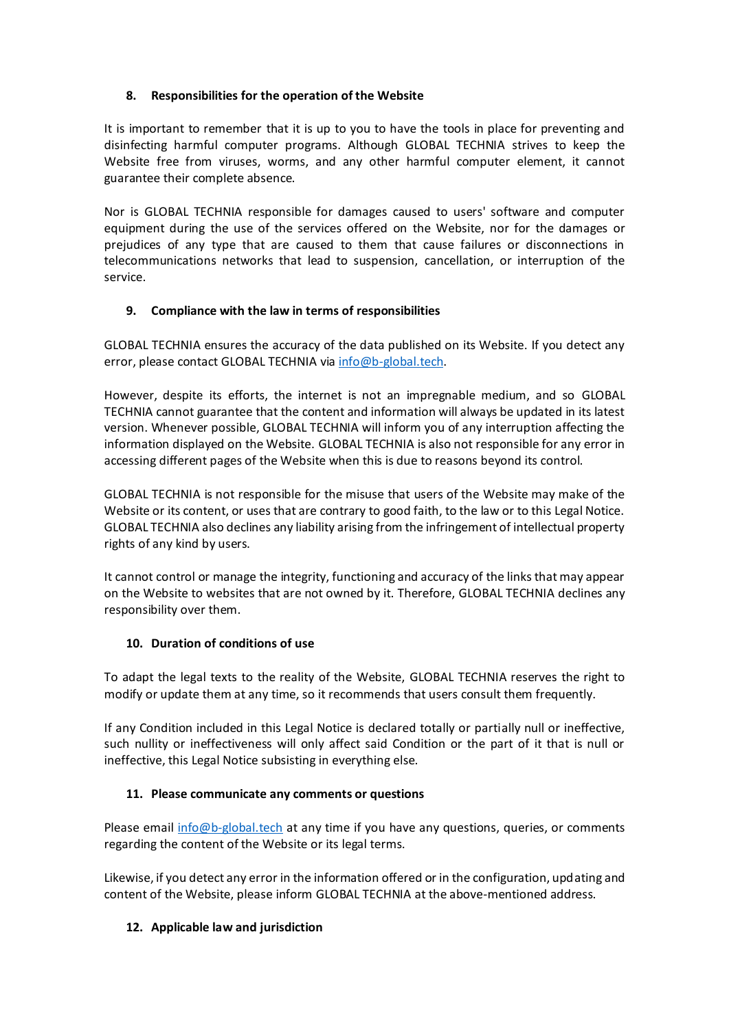## 8. Responsibilities for the operation of the Website

It is important to remember that it is up to you to have the tools in place for preventing and disinfecting harmful computer programs. Although GLOBAL TECHNIA strives to keep the Website free from viruses, worms, and any other harmful computer element, it cannot guarantee their complete absence.

Nor is GLOBAL TECHNIA responsible for damages caused to users' software and computer equipment during the use of the services offered on the Website, nor for the damages or prejudices of any type that are caused to them that cause failures or disconnections in telecommunications networks that lead to suspension, cancellation, or interruption of the service.

## 9. Compliance with the law in terms of responsibilities

GLOBAL TECHNIA ensures the accuracy of the data published on its Website. If you detect any error, please contact GLOBAL TECHNIA via info@b-global.tech.

However, despite its efforts, the internet is not an impregnable medium, and so GLOBAL TECHNIA cannot guarantee that the content and information will always be updated in its latest version. Whenever possible, GLOBAL TECHNIA will inform you of any interruption affecting the information displayed on the Website. GLOBAL TECHNIA is also not responsible for any error in accessing different pages of the Website when this is due to reasons beyond its control.

GLOBAL TECHNIA is not responsible for the misuse that users of the Website may make of the Website or its content, or uses that are contrary to good faith, to the law or to this Legal Notice. GLOBAL TECHNIA also declines any liability arising from the infringement of intellectual property rights of any kind by users.

It cannot control or manage the integrity, functioning and accuracy of the links that may appear on the Website to websites that are not owned by it. Therefore, GLOBAL TECHNIA declines any responsibility over them.

## 10. Duration of conditions of use

To adapt the legal texts to the reality of the Website, GLOBAL TECHNIA reserves the right to modify or update them at any time, so it recommends that users consult them frequently.

If any Condition included in this Legal Notice is declared totally or partially null or ineffective, such nullity or ineffectiveness will only affect said Condition or the part of it that is null or ineffective, this Legal Notice subsisting in everything else.

## 11. Please communicate any comments or questions

Please email info@b-global.tech at any time if you have any questions, queries, or comments regarding the content of the Website or its legal terms.

Likewise, if you detect any error in the information offered or in the configuration, updating and content of the Website, please inform GLOBAL TECHNIA at the above-mentioned address.

## 12. Applicable law and jurisdiction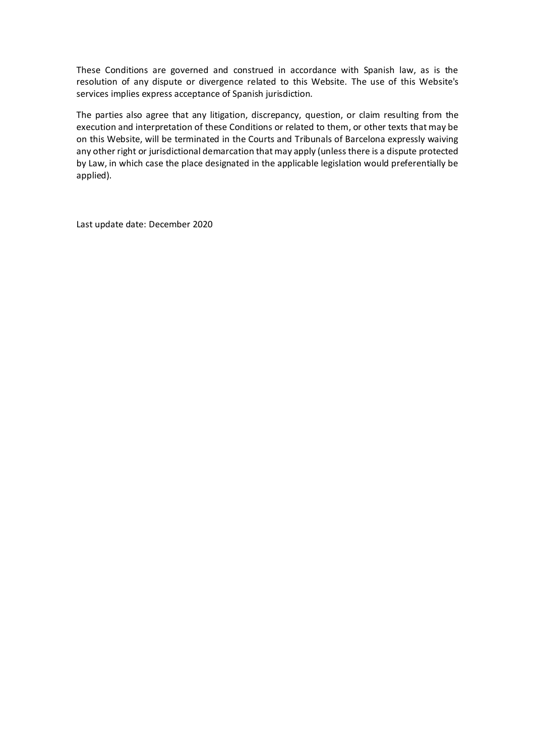These Conditions are governed and construed in accordance with Spanish law, as is the resolution of any dispute or divergence related to this Website. The use of this Website's services implies express acceptance of Spanish jurisdiction.

The parties also agree that any litigation, discrepancy, question, or claim resulting from the execution and interpretation of these Conditions or related to them, or other texts that may be on this Website, will be terminated in the Courts and Tribunals of Barcelona expressly waiving any other right or jurisdictional demarcation that may apply (unless there is a dispute protected by Law, in which case the place designated in the applicable legislation would preferentially be applied).

Last update date: December 2020